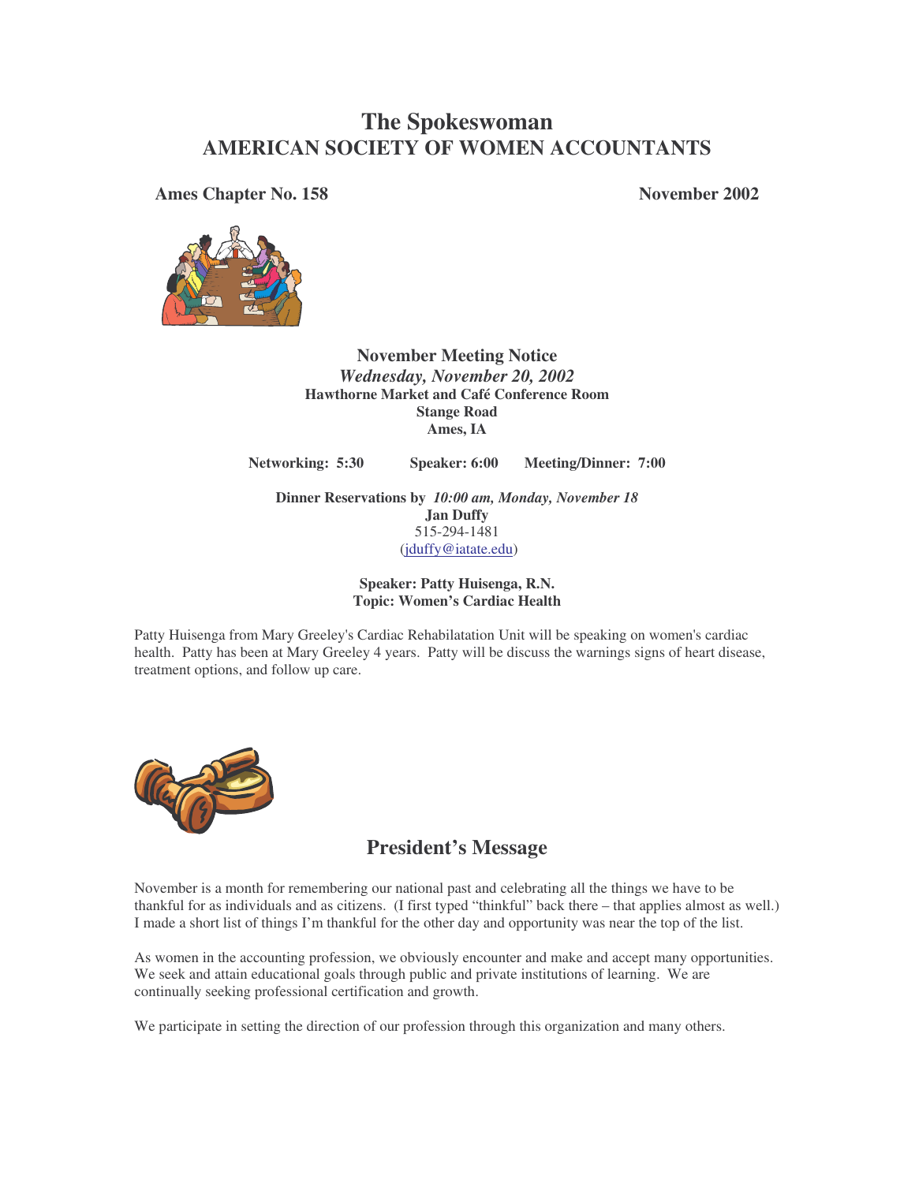# The Spokeswoman
# AMERICAN SOCIETY OF WOMEN ACCOUNTANTS

**Ames Chapter No. 158** **November 2002**

## November Meeting Notice

***Wednesday, November 20, 2002***
**Hawthorne Market and Café Conference Room**
**Stange Road**
**Ames, IA**

**Networking: 5:30** **Speaker: 6:00** **Meeting/Dinner: 7:00**

**Dinner Reservations by** ***10:00 am, Monday, November 18***
**Jan Duffy**
515-294-1481
(jduffy@iatate.edu)

**Speaker: Patty Huisenga, R.N.**
**Topic: Women's Cardiac Health**

Patty Huisenga from Mary Greeley's Cardiac Rehabilatation Unit will be speaking on women's cardiac health. Patty has been at Mary Greeley 4 years. Patty will be discuss the warnings signs of heart disease, treatment options, and follow up care.

## President's Message

November is a month for remembering our national past and celebrating all the things we have to be thankful for as individuals and as citizens. (I first typed "thinkful" back there – that applies almost as well.) I made a short list of things I'm thankful for the other day and opportunity was near the top of the list.

As women in the accounting profession, we obviously encounter and make and accept many opportunities. We seek and attain educational goals through public and private institutions of learning. We are continually seeking professional certification and growth.

We participate in setting the direction of our profession through this organization and many others.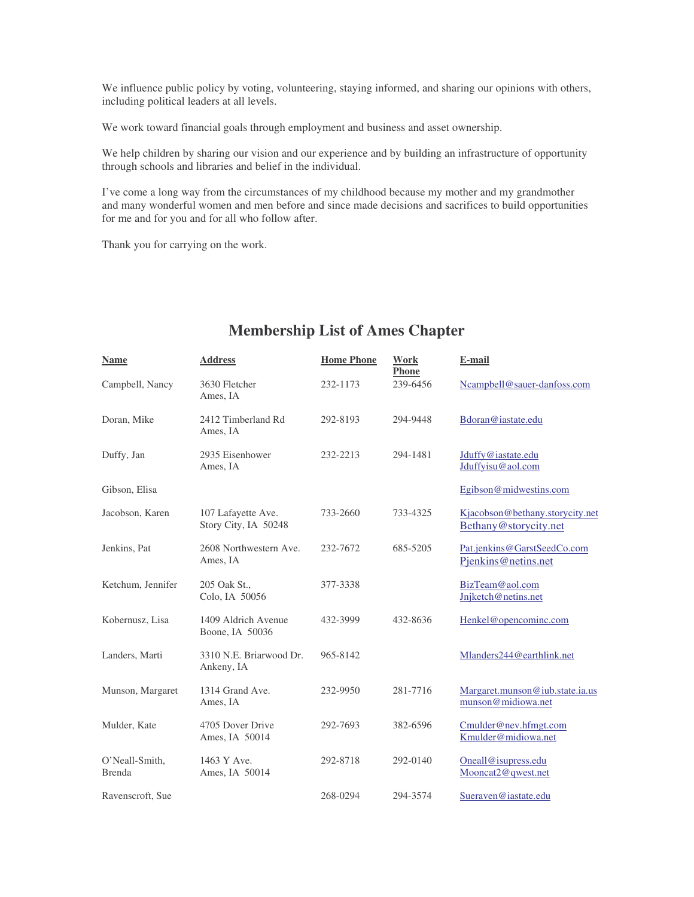We influence public policy by voting, volunteering, staying informed, and sharing our opinions with others, including political leaders at all levels.

We work toward financial goals through employment and business and asset ownership.

We help children by sharing our vision and our experience and by building an infrastructure of opportunity through schools and libraries and belief in the individual.

I've come a long way from the circumstances of my childhood because my mother and my grandmother and many wonderful women and men before and since made decisions and sacrifices to build opportunities for me and for you and for all who follow after.

Thank you for carrying on the work.

## Membership List of Ames Chapter

| Name | Address | Home Phone | Work Phone | E-mail |
|---|---|---|---|---|
| Campbell, Nancy | 3630 Fletcher<br>Ames, IA | 232-1173 | 239-6456 | Ncampbell@sauer-danfoss.com |
| Doran, Mike | 2412 Timberland Rd<br>Ames, IA | 292-8193 | 294-9448 | Bdoran@iastate.edu |
| Duffy, Jan | 2935 Eisenhower<br>Ames, IA | 232-2213 | 294-1481 | Jduffy@iastate.edu<br>Jduffyisu@aol.com |
| Gibson, Elisa | | | | Egibson@midwestins.com |
| Jacobson, Karen | 107 Lafayette Ave.<br>Story City, IA 50248 | 733-2660 | 733-4325 | Kjacobson@bethany.storycity.net<br>Bethany@storycity.net |
| Jenkins, Pat | 2608 Northwestern Ave.<br>Ames, IA | 232-7672 | 685-5205 | Pat.jenkins@GarstSeedCo.com<br>Pjenkins@netins.net |
| Ketchum, Jennifer | 205 Oak St.,<br>Colo, IA 50056 | 377-3338 | | BizTeam@aol.com<br>Jnjketch@netins.net |
| Kobernusz, Lisa | 1409 Aldrich Avenue<br>Boone, IA 50036 | 432-3999 | 432-8636 | Henkel@opencominc.com |
| Landers, Marti | 3310 N.E. Briarwood Dr.<br>Ankeny, IA | 965-8142 | | Mlanders244@earthlink.net |
| Munson, Margaret | 1314 Grand Ave.<br>Ames, IA | 232-9950 | 281-7716 | Margaret.munson@iub.state.ia.us<br>munson@midiowa.net |
| Mulder, Kate | 4705 Dover Drive<br>Ames, IA 50014 | 292-7693 | 382-6596 | Cmulder@nev.hfmgt.com<br>Kmulder@midiowa.net |
| O'Neall-Smith, Brenda | 1463 Y Ave.<br>Ames, IA 50014 | 292-8718 | 292-0140 | Oneall@isupress.edu<br>Mooncat2@qwest.net |
| Ravenscroft, Sue | | 268-0294 | 294-3574 | Sueraven@iastate.edu |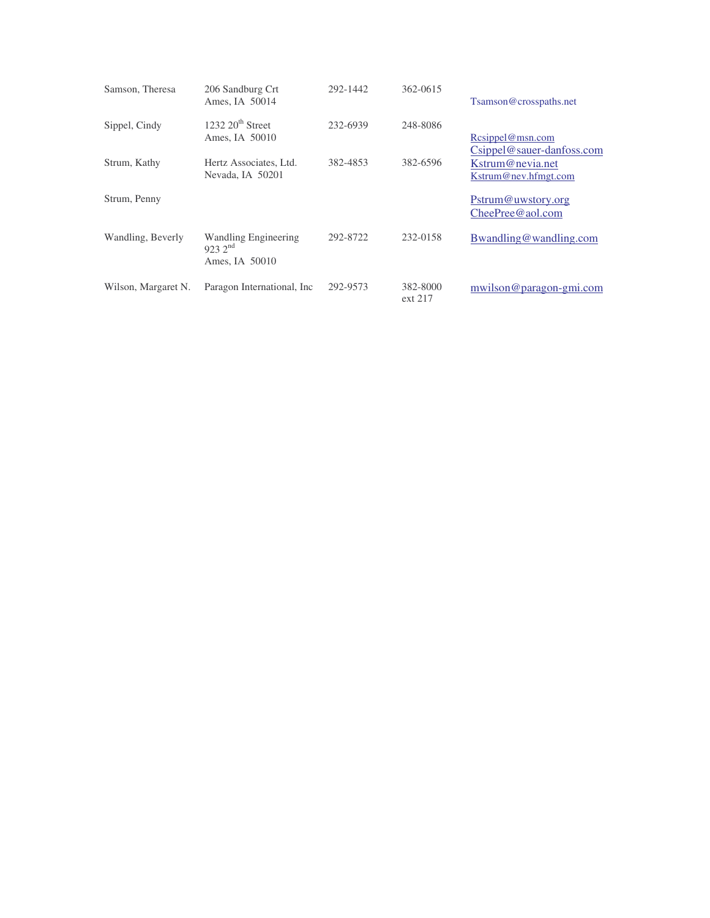| | | | | |
|---|---|---|---|---|
| Samson, Theresa | 206 Sandburg Crt<br>Ames, IA 50014 | 292-1442 | 362-0615 | Tsamson@crosspaths.net |
| Sippel, Cindy | 1232 20th Street<br>Ames, IA 50010 | 232-6939 | 248-8086 | Rcsippel@msn.com<br>Csippel@sauer-danfoss.com |
| Strum, Kathy | Hertz Associates, Ltd.<br>Nevada, IA 50201 | 382-4853 | 382-6596 | Kstrum@nevia.net<br>Kstrum@nev.hfmgt.com |
| Strum, Penny | | | | Pstrum@uwstory.org<br>CheePree@aol.com |
| Wandling, Beverly | Wandling Engineering<br>923 2nd<br>Ames, IA 50010 | 292-8722 | 232-0158 | Bwandling@wandling.com |
| Wilson, Margaret N. | Paragon International, Inc | 292-9573 | 382-8000<br>ext 217 | mwilson@paragon-gmi.com |